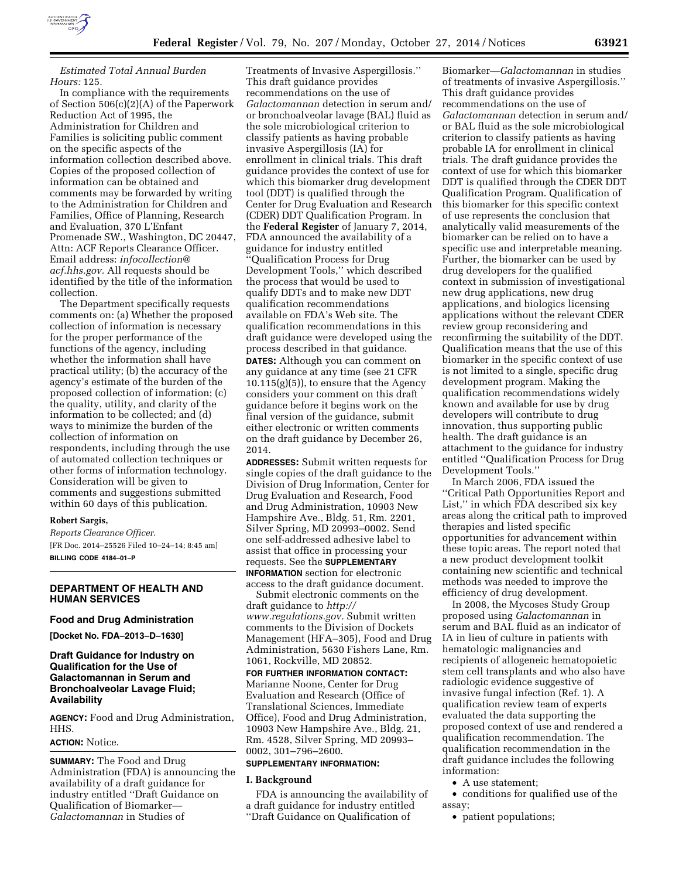*Estimated Total Annual Burden Hours:* 125.

In compliance with the requirements of Section 506(c)(2)(A) of the Paperwork Reduction Act of 1995, the Administration for Children and Families is soliciting public comment on the specific aspects of the information collection described above. Copies of the proposed collection of information can be obtained and comments may be forwarded by writing to the Administration for Children and Families, Office of Planning, Research and Evaluation, 370 L'Enfant Promenade SW., Washington, DC 20447, Attn: ACF Reports Clearance Officer. Email address: *infocollection@acf.hhs.gov.* All requests should be identified by the title of the information collection.

The Department specifically requests comments on: (a) Whether the proposed collection of information is necessary for the proper performance of the functions of the agency, including whether the information shall have practical utility; (b) the accuracy of the agency's estimate of the burden of the proposed collection of information; (c) the quality, utility, and clarity of the information to be collected; and (d) ways to minimize the burden of the collection of information on respondents, including through the use of automated collection techniques or other forms of information technology. Consideration will be given to comments and suggestions submitted within 60 days of this publication.

**Robert Sargis,**

*Reports Clearance Officer.*

[FR Doc. 2014–25526 Filed 10–24–14; 8:45 am]

**BILLING CODE 4184–01–P**

## DEPARTMENT OF HEALTH AND HUMAN SERVICES

### Food and Drug Administration

**[Docket No. FDA–2013–D–1630]**

### Draft Guidance for Industry on Qualification for the Use of Galactomannan in Serum and Bronchoalveolar Lavage Fluid; Availability

**AGENCY:** Food and Drug Administration, HHS.

**ACTION:** Notice.

**SUMMARY:** The Food and Drug Administration (FDA) is announcing the availability of a draft guidance for industry entitled ''Draft Guidance on Qualification of Biomarker—*Galactomannan* in Studies of Treatments of Invasive Aspergillosis.'' This draft guidance provides recommendations on the use of *Galactomannan* detection in serum and/or bronchoalveolar lavage (BAL) fluid as the sole microbiological criterion to classify patients as having probable invasive Aspergillosis (IA) for enrollment in clinical trials. This draft guidance provides the context of use for which this biomarker drug development tool (DDT) is qualified through the Center for Drug Evaluation and Research (CDER) DDT Qualification Program. In the **Federal Register** of January 7, 2014, FDA announced the availability of a guidance for industry entitled ''Qualification Process for Drug Development Tools,'' which described the process that would be used to qualify DDTs and to make new DDT qualification recommendations available on FDA's Web site. The qualification recommendations in this draft guidance were developed using the process described in that guidance.

**DATES:** Although you can comment on any guidance at any time (see 21 CFR 10.115(g)(5)), to ensure that the Agency considers your comment on this draft guidance before it begins work on the final version of the guidance, submit either electronic or written comments on the draft guidance by December 26, 2014.

**ADDRESSES:** Submit written requests for single copies of the draft guidance to the Division of Drug Information, Center for Drug Evaluation and Research, Food and Drug Administration, 10903 New Hampshire Ave., Bldg. 51, Rm. 2201, Silver Spring, MD 20993–0002. Send one self-addressed adhesive label to assist that office in processing your requests. See the **SUPPLEMENTARY INFORMATION** section for electronic access to the draft guidance document.

Submit electronic comments on the draft guidance to *http://www.regulations.gov.* Submit written comments to the Division of Dockets Management (HFA–305), Food and Drug Administration, 5630 Fishers Lane, Rm. 1061, Rockville, MD 20852.

**FOR FURTHER INFORMATION CONTACT:** Marianne Noone, Center for Drug Evaluation and Research (Office of Translational Sciences, Immediate Office), Food and Drug Administration, 10903 New Hampshire Ave., Bldg. 21, Rm. 4528, Silver Spring, MD 20993–0002, 301–796–2600.

**SUPPLEMENTARY INFORMATION:**

**I. Background**

FDA is announcing the availability of a draft guidance for industry entitled ''Draft Guidance on Qualification of Biomarker—*Galactomannan* in studies of treatments of invasive Aspergillosis.'' This draft guidance provides recommendations on the use of *Galactomannan* detection in serum and/or BAL fluid as the sole microbiological criterion to classify patients as having probable IA for enrollment in clinical trials. The draft guidance provides the context of use for which this biomarker DDT is qualified through the CDER DDT Qualification Program. Qualification of this biomarker for this specific context of use represents the conclusion that analytically valid measurements of the biomarker can be relied on to have a specific use and interpretable meaning. Further, the biomarker can be used by drug developers for the qualified context in submission of investigational new drug applications, new drug applications, and biologics licensing applications without the relevant CDER review group reconsidering and reconfirming the suitability of the DDT. Qualification means that the use of this biomarker in the specific context of use is not limited to a single, specific drug development program. Making the qualification recommendations widely known and available for use by drug developers will contribute to drug innovation, thus supporting public health. The draft guidance is an attachment to the guidance for industry entitled ''Qualification Process for Drug Development Tools.''

In March 2006, FDA issued the ''Critical Path Opportunities Report and List,'' in which FDA described six key areas along the critical path to improved therapies and listed specific opportunities for advancement within these topic areas. The report noted that a new product development toolkit containing new scientific and technical methods was needed to improve the efficiency of drug development.

In 2008, the Mycoses Study Group proposed using *Galactomannan* in serum and BAL fluid as an indicator of IA in lieu of culture in patients with hematologic malignancies and recipients of allogeneic hematopoietic stem cell transplants and who also have radiologic evidence suggestive of invasive fungal infection (Ref. 1). A qualification review team of experts evaluated the data supporting the proposed context of use and rendered a qualification recommendation. The qualification recommendation in the draft guidance includes the following information:

- A use statement;
- conditions for qualified use of the assay;
- patient populations;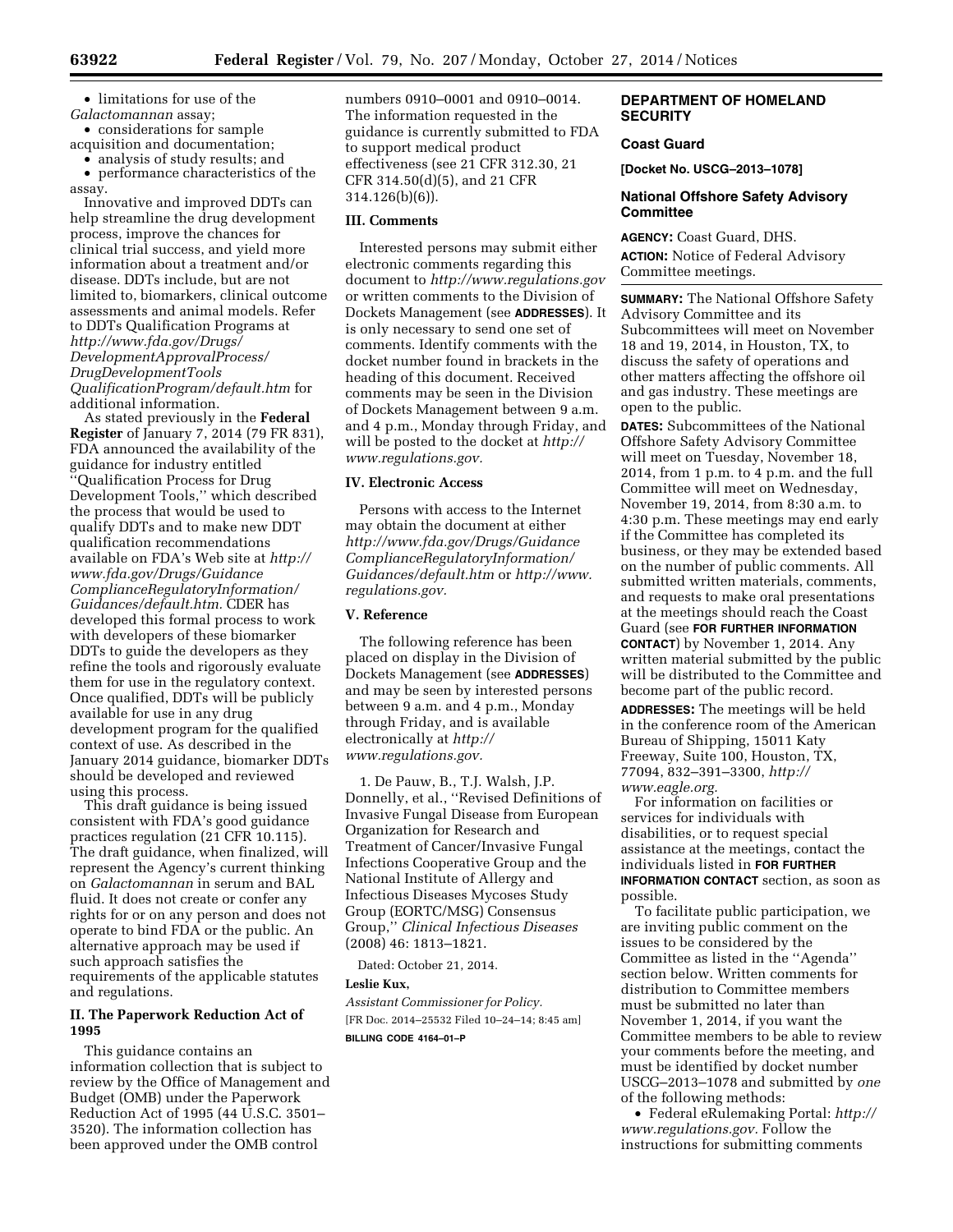• limitations for use of the *Galactomannan* assay;

• considerations for sample acquisition and documentation;

• analysis of study results; and

• performance characteristics of the assay.

Innovative and improved DDTs can help streamline the drug development process, improve the chances for clinical trial success, and yield more information about a treatment and/or disease. DDTs include, but are not limited to, biomarkers, clinical outcome assessments and animal models. Refer to DDTs Qualification Programs at *http://www.fda.gov/Drugs/DevelopmentApprovalProcess/DrugDevelopmentToolsQualificationProgram/default.htm* for additional information.

As stated previously in the **Federal Register** of January 7, 2014 (79 FR 831), FDA announced the availability of the guidance for industry entitled ''Qualification Process for Drug Development Tools,'' which described the process that would be used to qualify DDTs and to make new DDT qualification recommendations available on FDA's Web site at *http://www.fda.gov/Drugs/GuidanceComplianceRegulatoryInformation/Guidances/default.htm.* CDER has developed this formal process to work with developers of these biomarker DDTs to guide the developers as they refine the tools and rigorously evaluate them for use in the regulatory context. Once qualified, DDTs will be publicly available for use in any drug development program for the qualified context of use. As described in the January 2014 guidance, biomarker DDTs should be developed and reviewed using this process.

This draft guidance is being issued consistent with FDA's good guidance practices regulation (21 CFR 10.115). The draft guidance, when finalized, will represent the Agency's current thinking on *Galactomannan* in serum and BAL fluid. It does not create or confer any rights for or on any person and does not operate to bind FDA or the public. An alternative approach may be used if such approach satisfies the requirements of the applicable statutes and regulations.

## II. The Paperwork Reduction Act of 1995

This guidance contains an information collection that is subject to review by the Office of Management and Budget (OMB) under the Paperwork Reduction Act of 1995 (44 U.S.C. 3501–3520). The information collection has been approved under the OMB control numbers 0910–0001 and 0910–0014. The information requested in the guidance is currently submitted to FDA to support medical product effectiveness (see 21 CFR 312.30, 21 CFR 314.50(d)(5), and 21 CFR 314.126(b)(6)).

## III. Comments

Interested persons may submit either electronic comments regarding this document to *http://www.regulations.gov* or written comments to the Division of Dockets Management (see **ADDRESSES**). It is only necessary to send one set of comments. Identify comments with the docket number found in brackets in the heading of this document. Received comments may be seen in the Division of Dockets Management between 9 a.m. and 4 p.m., Monday through Friday, and will be posted to the docket at *http://www.regulations.gov.*

## IV. Electronic Access

Persons with access to the Internet may obtain the document at either *http://www.fda.gov/Drugs/GuidanceComplianceRegulatoryInformation/Guidances/default.htm* or *http://www.regulations.gov.*

## V. Reference

The following reference has been placed on display in the Division of Dockets Management (see **ADDRESSES**) and may be seen by interested persons between 9 a.m. and 4 p.m., Monday through Friday, and is available electronically at *http://www.regulations.gov.*

1. De Pauw, B., T.J. Walsh, J.P. Donnelly, et al., ''Revised Definitions of Invasive Fungal Disease from European Organization for Research and Treatment of Cancer/Invasive Fungal Infections Cooperative Group and the National Institute of Allergy and Infectious Diseases Mycoses Study Group (EORTC/MSG) Consensus Group,'' *Clinical Infectious Diseases* (2008) 46: 1813–1821.

Dated: October 21, 2014.

**Leslie Kux,**

*Assistant Commissioner for Policy.*

[FR Doc. 2014–25532 Filed 10–24–14; 8:45 am]

**BILLING CODE 4164–01–P**

# DEPARTMENT OF HOMELAND SECURITY

## Coast Guard

**[Docket No. USCG–2013–1078]**

## National Offshore Safety Advisory Committee

**AGENCY:** Coast Guard, DHS.

**ACTION:** Notice of Federal Advisory Committee meetings.

**SUMMARY:** The National Offshore Safety Advisory Committee and its Subcommittees will meet on November 18 and 19, 2014, in Houston, TX, to discuss the safety of operations and other matters affecting the offshore oil and gas industry. These meetings are open to the public.

**DATES:** Subcommittees of the National Offshore Safety Advisory Committee will meet on Tuesday, November 18, 2014, from 1 p.m. to 4 p.m. and the full Committee will meet on Wednesday, November 19, 2014, from 8:30 a.m. to 4:30 p.m. These meetings may end early if the Committee has completed its business, or they may be extended based on the number of public comments. All submitted written materials, comments, and requests to make oral presentations at the meetings should reach the Coast Guard (see **FOR FURTHER INFORMATION CONTACT**) by November 1, 2014. Any written material submitted by the public will be distributed to the Committee and become part of the public record.

**ADDRESSES:** The meetings will be held in the conference room of the American Bureau of Shipping, 15011 Katy Freeway, Suite 100, Houston, TX, 77094, 832–391–3300, *http://www.eagle.org.*

For information on facilities or services for individuals with disabilities, or to request special assistance at the meetings, contact the individuals listed in **FOR FURTHER INFORMATION CONTACT** section, as soon as possible.

To facilitate public participation, we are inviting public comment on the issues to be considered by the Committee as listed in the ''Agenda'' section below. Written comments for distribution to Committee members must be submitted no later than November 1, 2014, if you want the Committee members to be able to review your comments before the meeting, and must be identified by docket number USCG–2013–1078 and submitted by *one* of the following methods:

• Federal eRulemaking Portal: *http://www.regulations.gov.* Follow the instructions for submitting comments